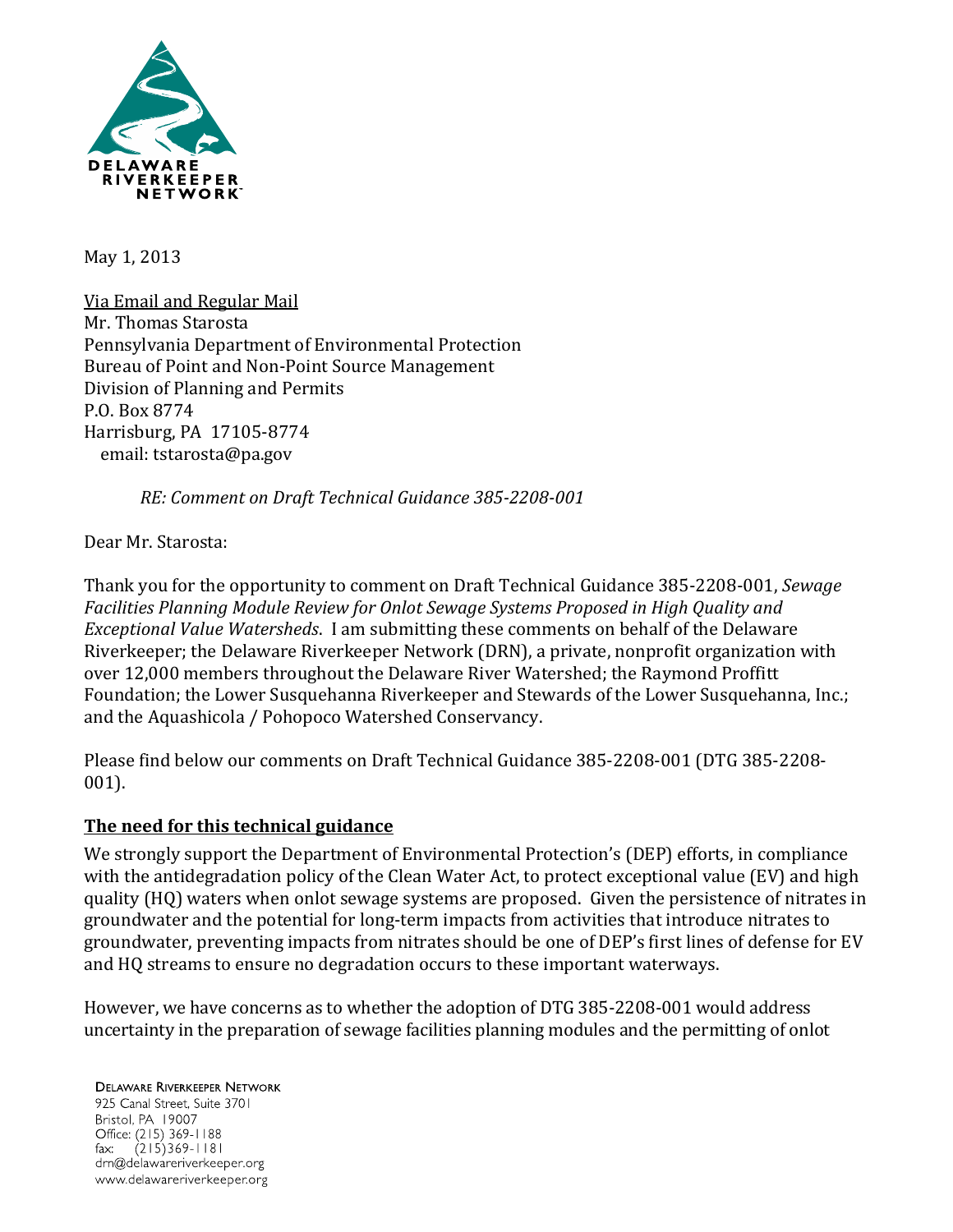May 1, 2013

Via Email and Regular Mail
Mr. Thomas Starosta
Pennsylvania Department of Environmental Protection
Bureau of Point and Non-Point Source Management
Division of Planning and Permits
P.O. Box 8774
Harrisburg, PA 17105-8774
email: tstarosta@pa.gov

*RE: Comment on Draft Technical Guidance 385-2208-001*

Dear Mr. Starosta:

Thank you for the opportunity to comment on Draft Technical Guidance 385-2208-001, *Sewage Facilities Planning Module Review for Onlot Sewage Systems Proposed in High Quality and Exceptional Value Watersheds*. I am submitting these comments on behalf of the Delaware Riverkeeper; the Delaware Riverkeeper Network (DRN), a private, nonprofit organization with over 12,000 members throughout the Delaware River Watershed; the Raymond Proffitt Foundation; the Lower Susquehanna Riverkeeper and Stewards of the Lower Susquehanna, Inc.; and the Aquashicola / Pohopoco Watershed Conservancy.

Please find below our comments on Draft Technical Guidance 385-2208-001 (DTG 385-2208-001).

## The need for this technical guidance

We strongly support the Department of Environmental Protection's (DEP) efforts, in compliance with the antidegradation policy of the Clean Water Act, to protect exceptional value (EV) and high quality (HQ) waters when onlot sewage systems are proposed. Given the persistence of nitrates in groundwater and the potential for long-term impacts from activities that introduce nitrates to groundwater, preventing impacts from nitrates should be one of DEP's first lines of defense for EV and HQ streams to ensure no degradation occurs to these important waterways.

However, we have concerns as to whether the adoption of DTG 385-2208-001 would address uncertainty in the preparation of sewage facilities planning modules and the permitting of onlot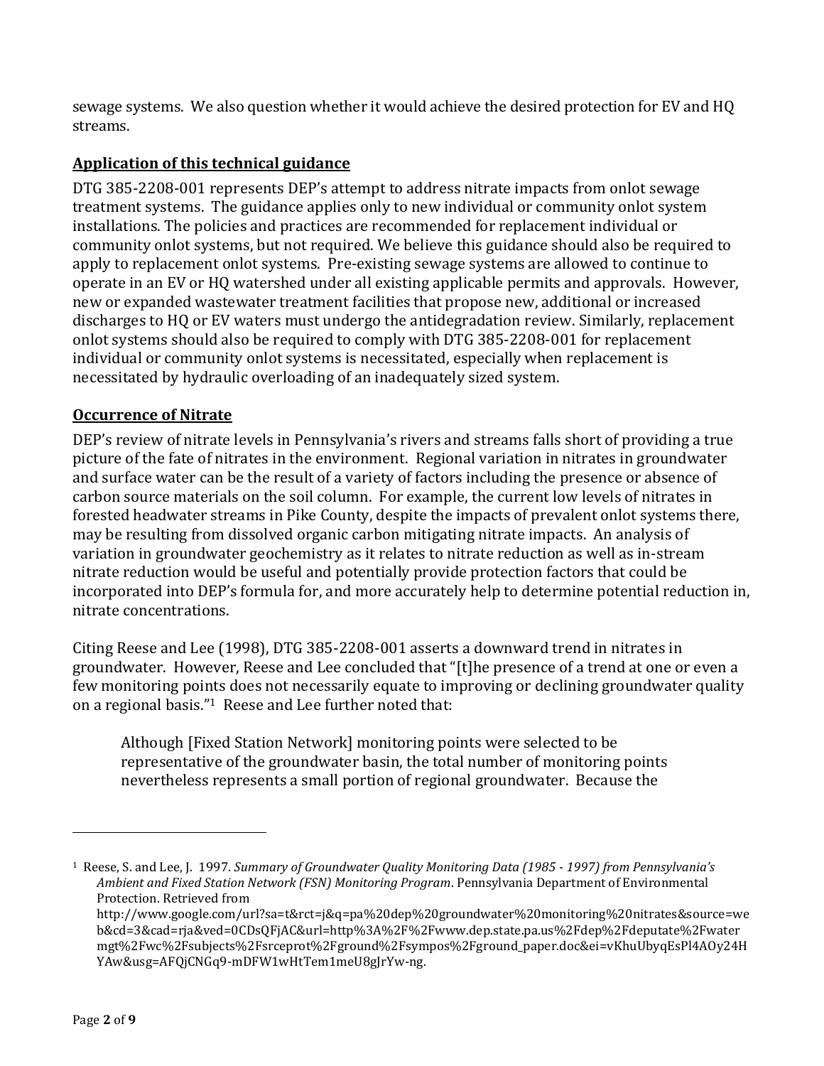sewage systems. We also question whether it would achieve the desired protection for EV and HQ streams.

## Application of this technical guidance

DTG 385-2208-001 represents DEP's attempt to address nitrate impacts from onlot sewage treatment systems. The guidance applies only to new individual or community onlot system installations. The policies and practices are recommended for replacement individual or community onlot systems, but not required. We believe this guidance should also be required to apply to replacement onlot systems. Pre-existing sewage systems are allowed to continue to operate in an EV or HQ watershed under all existing applicable permits and approvals. However, new or expanded wastewater treatment facilities that propose new, additional or increased discharges to HQ or EV waters must undergo the antidegradation review. Similarly, replacement onlot systems should also be required to comply with DTG 385-2208-001 for replacement individual or community onlot systems is necessitated, especially when replacement is necessitated by hydraulic overloading of an inadequately sized system.

## Occurrence of Nitrate

DEP's review of nitrate levels in Pennsylvania's rivers and streams falls short of providing a true picture of the fate of nitrates in the environment. Regional variation in nitrates in groundwater and surface water can be the result of a variety of factors including the presence or absence of carbon source materials on the soil column. For example, the current low levels of nitrates in forested headwater streams in Pike County, despite the impacts of prevalent onlot systems there, may be resulting from dissolved organic carbon mitigating nitrate impacts. An analysis of variation in groundwater geochemistry as it relates to nitrate reduction as well as in-stream nitrate reduction would be useful and potentially provide protection factors that could be incorporated into DEP's formula for, and more accurately help to determine potential reduction in, nitrate concentrations.

Citing Reese and Lee (1998), DTG 385-2208-001 asserts a downward trend in nitrates in groundwater. However, Reese and Lee concluded that "[t]he presence of a trend at one or even a few monitoring points does not necessarily equate to improving or declining groundwater quality on a regional basis."[1] Reese and Lee further noted that:

> Although [Fixed Station Network] monitoring points were selected to be representative of the groundwater basin, the total number of monitoring points nevertheless represents a small portion of regional groundwater. Because the

---

[1] Reese, S. and Lee, J. 1997. *Summary of Groundwater Quality Monitoring Data (1985 - 1997) from Pennsylvania's Ambient and Fixed Station Network (FSN) Monitoring Program*. Pennsylvania Department of Environmental Protection. Retrieved from http://www.google.com/url?sa=t&rct=j&q=pa%20dep%20groundwater%20monitoring%20nitrates&source=web&cd=3&cad=rja&ved=0CDsQFjAC&url=http%3A%2F%2Fwww.dep.state.pa.us%2Fdep%2Fdeputate%2Fwatermgt%2Fwc%2Fsubjects%2Fsrceprot%2Fground%2Fsympos%2Fground_paper.doc&ei=vKhuUbyqEsPl4AOy24HYAw&usg=AFQjCNGq9-mDFW1wHtTem1meU8gJrYw-ng.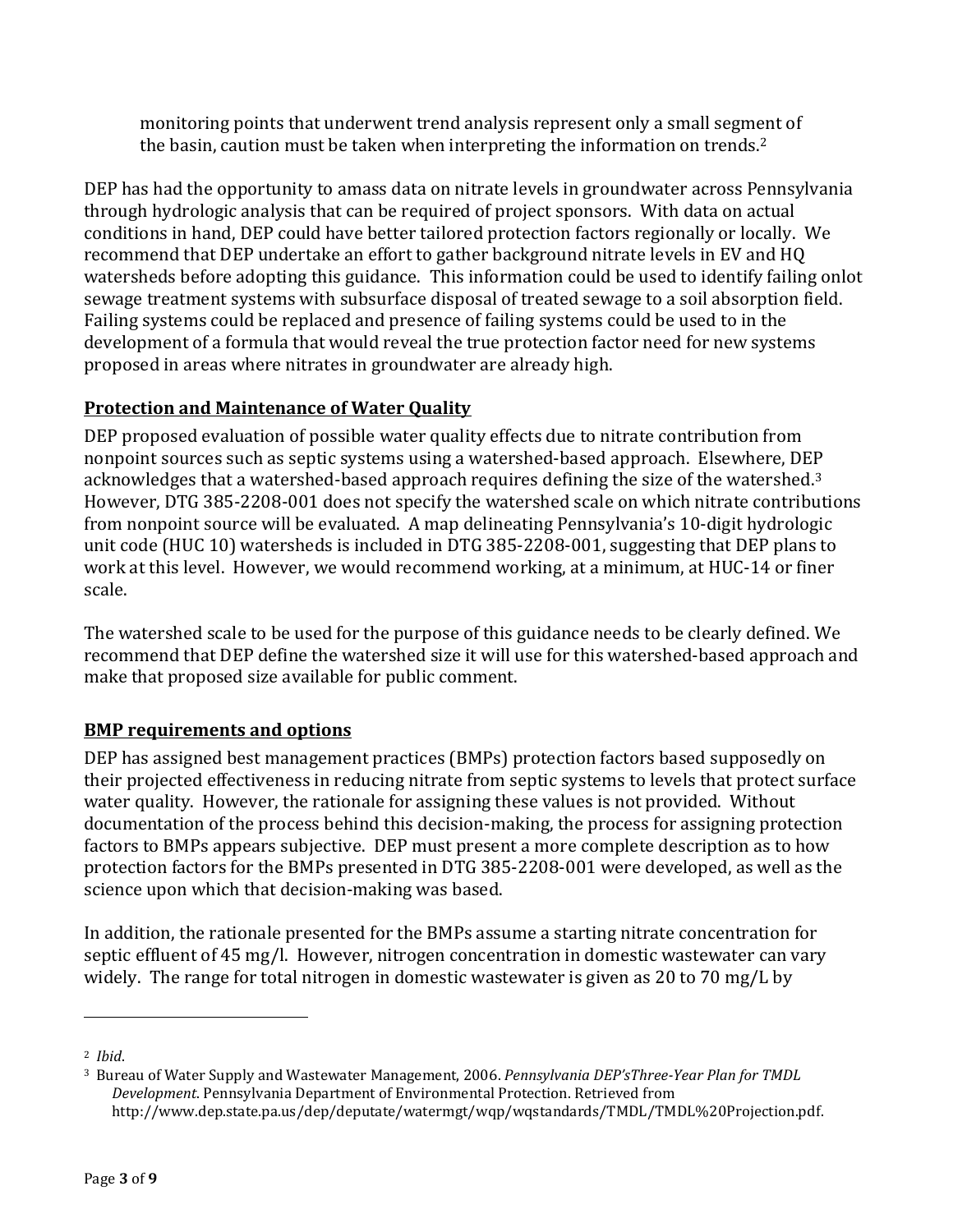monitoring points that underwent trend analysis represent only a small segment of the basin, caution must be taken when interpreting the information on trends.[2]

DEP has had the opportunity to amass data on nitrate levels in groundwater across Pennsylvania through hydrologic analysis that can be required of project sponsors. With data on actual conditions in hand, DEP could have better tailored protection factors regionally or locally. We recommend that DEP undertake an effort to gather background nitrate levels in EV and HQ watersheds before adopting this guidance. This information could be used to identify failing onlot sewage treatment systems with subsurface disposal of treated sewage to a soil absorption field. Failing systems could be replaced and presence of failing systems could be used to in the development of a formula that would reveal the true protection factor need for new systems proposed in areas where nitrates in groundwater are already high.

## Protection and Maintenance of Water Quality

DEP proposed evaluation of possible water quality effects due to nitrate contribution from nonpoint sources such as septic systems using a watershed-based approach. Elsewhere, DEP acknowledges that a watershed-based approach requires defining the size of the watershed.[3] However, DTG 385-2208-001 does not specify the watershed scale on which nitrate contributions from nonpoint source will be evaluated. A map delineating Pennsylvania's 10-digit hydrologic unit code (HUC 10) watersheds is included in DTG 385-2208-001, suggesting that DEP plans to work at this level. However, we would recommend working, at a minimum, at HUC-14 or finer scale.

The watershed scale to be used for the purpose of this guidance needs to be clearly defined. We recommend that DEP define the watershed size it will use for this watershed-based approach and make that proposed size available for public comment.

## BMP requirements and options

DEP has assigned best management practices (BMPs) protection factors based supposedly on their projected effectiveness in reducing nitrate from septic systems to levels that protect surface water quality. However, the rationale for assigning these values is not provided. Without documentation of the process behind this decision-making, the process for assigning protection factors to BMPs appears subjective. DEP must present a more complete description as to how protection factors for the BMPs presented in DTG 385-2208-001 were developed, as well as the science upon which that decision-making was based.

In addition, the rationale presented for the BMPs assume a starting nitrate concentration for septic effluent of 45 mg/l. However, nitrogen concentration in domestic wastewater can vary widely. The range for total nitrogen in domestic wastewater is given as 20 to 70 mg/L by

---

[2] *Ibid*.

[3] Bureau of Water Supply and Wastewater Management, 2006. *Pennsylvania DEP'sThree-Year Plan for TMDL Development*. Pennsylvania Department of Environmental Protection. Retrieved from http://www.dep.state.pa.us/dep/deputate/watermgt/wqp/wqstandards/TMDL/TMDL%20Projection.pdf.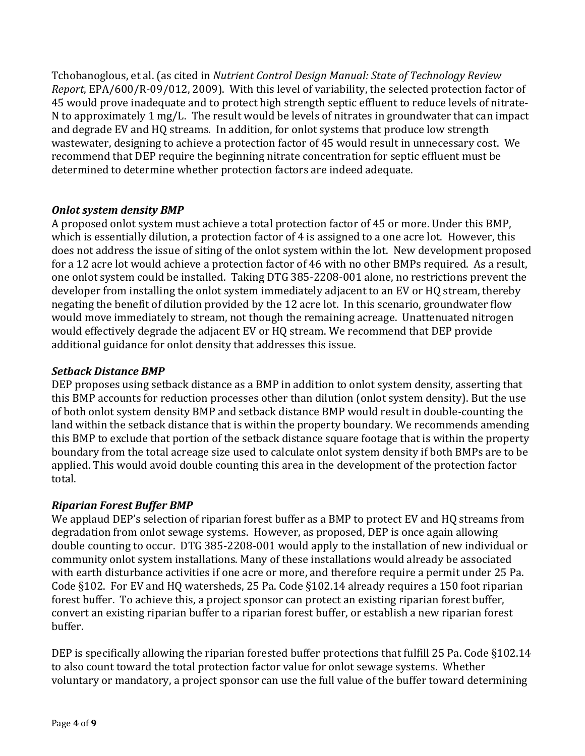Tchobanoglous, et al. (as cited in *Nutrient Control Design Manual: State of Technology Review Report*, EPA/600/R-09/012, 2009). With this level of variability, the selected protection factor of 45 would prove inadequate and to protect high strength septic effluent to reduce levels of nitrate-N to approximately 1 mg/L. The result would be levels of nitrates in groundwater that can impact and degrade EV and HQ streams. In addition, for onlot systems that produce low strength wastewater, designing to achieve a protection factor of 45 would result in unnecessary cost. We recommend that DEP require the beginning nitrate concentration for septic effluent must be determined to determine whether protection factors are indeed adequate.

### *Onlot system density BMP*

A proposed onlot system must achieve a total protection factor of 45 or more. Under this BMP, which is essentially dilution, a protection factor of 4 is assigned to a one acre lot. However, this does not address the issue of siting of the onlot system within the lot. New development proposed for a 12 acre lot would achieve a protection factor of 46 with no other BMPs required. As a result, one onlot system could be installed. Taking DTG 385-2208-001 alone, no restrictions prevent the developer from installing the onlot system immediately adjacent to an EV or HQ stream, thereby negating the benefit of dilution provided by the 12 acre lot. In this scenario, groundwater flow would move immediately to stream, not though the remaining acreage. Unattenuated nitrogen would effectively degrade the adjacent EV or HQ stream. We recommend that DEP provide additional guidance for onlot density that addresses this issue.

### *Setback Distance BMP*

DEP proposes using setback distance as a BMP in addition to onlot system density, asserting that this BMP accounts for reduction processes other than dilution (onlot system density). But the use of both onlot system density BMP and setback distance BMP would result in double-counting the land within the setback distance that is within the property boundary. We recommends amending this BMP to exclude that portion of the setback distance square footage that is within the property boundary from the total acreage size used to calculate onlot system density if both BMPs are to be applied. This would avoid double counting this area in the development of the protection factor total.

### *Riparian Forest Buffer BMP*

We applaud DEP's selection of riparian forest buffer as a BMP to protect EV and HQ streams from degradation from onlot sewage systems. However, as proposed, DEP is once again allowing double counting to occur. DTG 385-2208-001 would apply to the installation of new individual or community onlot system installations. Many of these installations would already be associated with earth disturbance activities if one acre or more, and therefore require a permit under 25 Pa. Code §102. For EV and HQ watersheds, 25 Pa. Code §102.14 already requires a 150 foot riparian forest buffer. To achieve this, a project sponsor can protect an existing riparian forest buffer, convert an existing riparian buffer to a riparian forest buffer, or establish a new riparian forest buffer.

DEP is specifically allowing the riparian forested buffer protections that fulfill 25 Pa. Code §102.14 to also count toward the total protection factor value for onlot sewage systems. Whether voluntary or mandatory, a project sponsor can use the full value of the buffer toward determining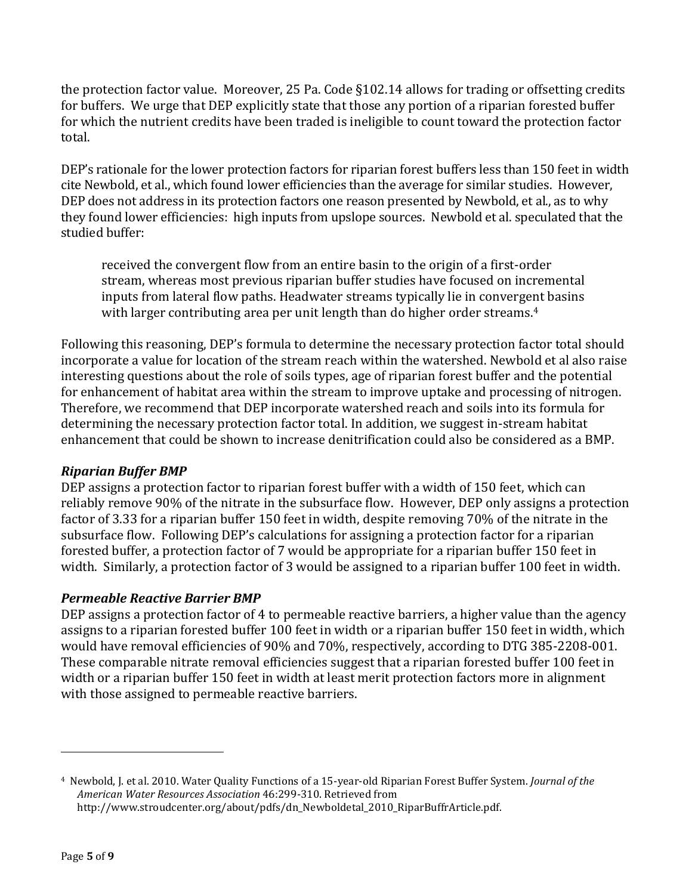the protection factor value. Moreover, 25 Pa. Code §102.14 allows for trading or offsetting credits for buffers. We urge that DEP explicitly state that those any portion of a riparian forested buffer for which the nutrient credits have been traded is ineligible to count toward the protection factor total.

DEP's rationale for the lower protection factors for riparian forest buffers less than 150 feet in width cite Newbold, et al., which found lower efficiencies than the average for similar studies. However, DEP does not address in its protection factors one reason presented by Newbold, et al., as to why they found lower efficiencies: high inputs from upslope sources. Newbold et al. speculated that the studied buffer:

> received the convergent flow from an entire basin to the origin of a first-order stream, whereas most previous riparian buffer studies have focused on incremental inputs from lateral flow paths. Headwater streams typically lie in convergent basins with larger contributing area per unit length than do higher order streams.[4]

Following this reasoning, DEP's formula to determine the necessary protection factor total should incorporate a value for location of the stream reach within the watershed. Newbold et al also raise interesting questions about the role of soils types, age of riparian forest buffer and the potential for enhancement of habitat area within the stream to improve uptake and processing of nitrogen. Therefore, we recommend that DEP incorporate watershed reach and soils into its formula for determining the necessary protection factor total. In addition, we suggest in-stream habitat enhancement that could be shown to increase denitrification could also be considered as a BMP.

### *Riparian Buffer BMP*

DEP assigns a protection factor to riparian forest buffer with a width of 150 feet, which can reliably remove 90% of the nitrate in the subsurface flow. However, DEP only assigns a protection factor of 3.33 for a riparian buffer 150 feet in width, despite removing 70% of the nitrate in the subsurface flow. Following DEP's calculations for assigning a protection factor for a riparian forested buffer, a protection factor of 7 would be appropriate for a riparian buffer 150 feet in width. Similarly, a protection factor of 3 would be assigned to a riparian buffer 100 feet in width.

### *Permeable Reactive Barrier BMP*

DEP assigns a protection factor of 4 to permeable reactive barriers, a higher value than the agency assigns to a riparian forested buffer 100 feet in width or a riparian buffer 150 feet in width, which would have removal efficiencies of 90% and 70%, respectively, according to DTG 385-2208-001. These comparable nitrate removal efficiencies suggest that a riparian forested buffer 100 feet in width or a riparian buffer 150 feet in width at least merit protection factors more in alignment with those assigned to permeable reactive barriers.

---

[4] Newbold, J. et al. 2010. Water Quality Functions of a 15-year-old Riparian Forest Buffer System. *Journal of the American Water Resources Association* 46:299-310. Retrieved from http://www.stroudcenter.org/about/pdfs/dn_Newboldetal_2010_RiparBuffrArticle.pdf.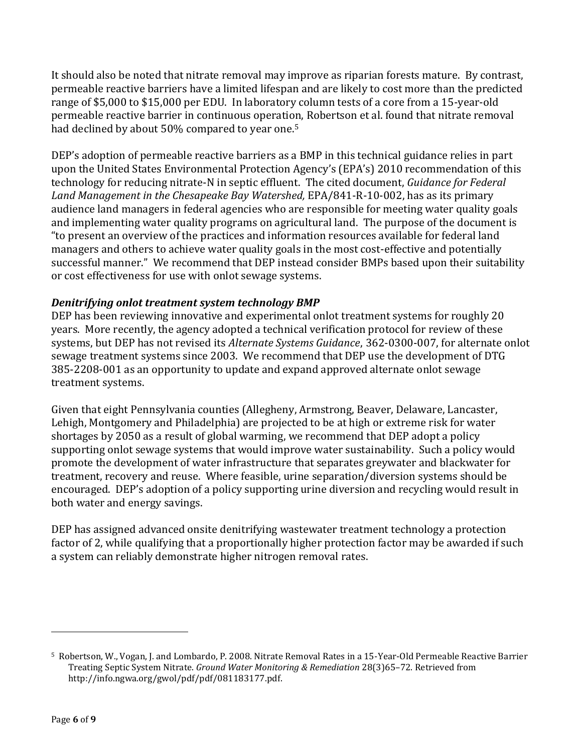It should also be noted that nitrate removal may improve as riparian forests mature. By contrast, permeable reactive barriers have a limited lifespan and are likely to cost more than the predicted range of $5,000 to $15,000 per EDU. In laboratory column tests of a core from a 15-year-old permeable reactive barrier in continuous operation, Robertson et al. found that nitrate removal had declined by about 50% compared to year one.[5]

DEP's adoption of permeable reactive barriers as a BMP in this technical guidance relies in part upon the United States Environmental Protection Agency's (EPA's) 2010 recommendation of this technology for reducing nitrate-N in septic effluent. The cited document, *Guidance for Federal Land Management in the Chesapeake Bay Watershed,* EPA/841-R-10-002, has as its primary audience land managers in federal agencies who are responsible for meeting water quality goals and implementing water quality programs on agricultural land. The purpose of the document is "to present an overview of the practices and information resources available for federal land managers and others to achieve water quality goals in the most cost-effective and potentially successful manner." We recommend that DEP instead consider BMPs based upon their suitability or cost effectiveness for use with onlot sewage systems.

### *Denitrifying onlot treatment system technology BMP*

DEP has been reviewing innovative and experimental onlot treatment systems for roughly 20 years. More recently, the agency adopted a technical verification protocol for review of these systems, but DEP has not revised its *Alternate Systems Guidance*, 362-0300-007, for alternate onlot sewage treatment systems since 2003. We recommend that DEP use the development of DTG 385-2208-001 as an opportunity to update and expand approved alternate onlot sewage treatment systems.

Given that eight Pennsylvania counties (Allegheny, Armstrong, Beaver, Delaware, Lancaster, Lehigh, Montgomery and Philadelphia) are projected to be at high or extreme risk for water shortages by 2050 as a result of global warming, we recommend that DEP adopt a policy supporting onlot sewage systems that would improve water sustainability. Such a policy would promote the development of water infrastructure that separates greywater and blackwater for treatment, recovery and reuse. Where feasible, urine separation/diversion systems should be encouraged. DEP's adoption of a policy supporting urine diversion and recycling would result in both water and energy savings.

DEP has assigned advanced onsite denitrifying wastewater treatment technology a protection factor of 2, while qualifying that a proportionally higher protection factor may be awarded if such a system can reliably demonstrate higher nitrogen removal rates.

---

[5] Robertson, W., Vogan, J. and Lombardo, P. 2008. Nitrate Removal Rates in a 15-Year-Old Permeable Reactive Barrier Treating Septic System Nitrate. *Ground Water Monitoring & Remediation* 28(3)65–72. Retrieved from http://info.ngwa.org/gwol/pdf/pdf/081183177.pdf.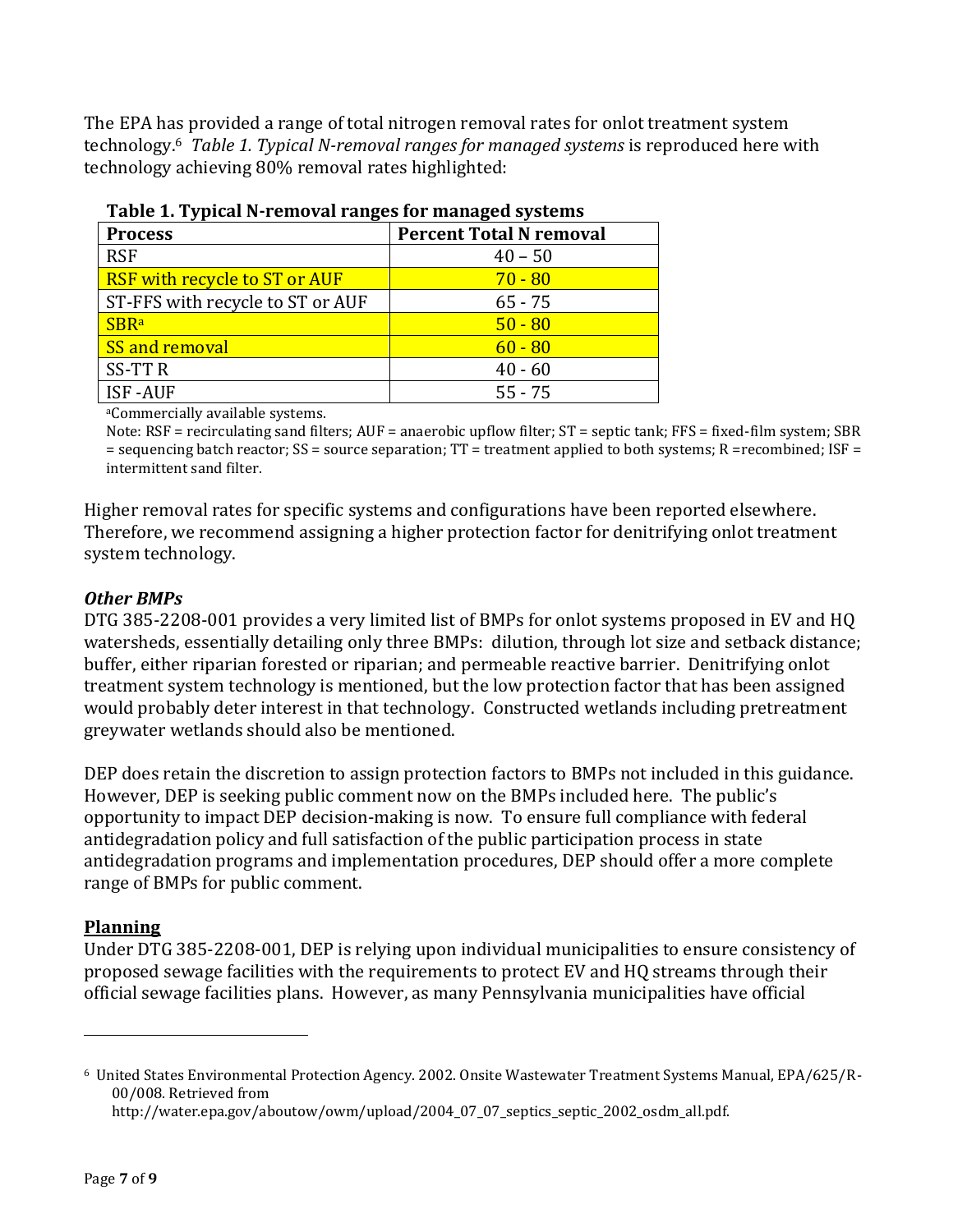The EPA has provided a range of total nitrogen removal rates for onlot treatment system technology.[6] *Table 1. Typical N-removal ranges for managed systems* is reproduced here with technology achieving 80% removal rates highlighted:

**Table 1. Typical N-removal ranges for managed systems**

| Process | Percent Total N removal |
|---|---|
| RSF | 40 – 50 |
| RSF with recycle to ST or AUF | 70 - 80 |
| ST-FFS with recycle to ST or AUF | 65 - 75 |
| SBR[a] | 50 - 80 |
| SS and removal | 60 - 80 |
| SS-TT R | 40 - 60 |
| ISF -AUF | 55 - 75 |

[a]Commercially available systems.

Note: RSF = recirculating sand filters; AUF = anaerobic upflow filter; ST = septic tank; FFS = fixed-film system; SBR = sequencing batch reactor; SS = source separation; TT = treatment applied to both systems; R =recombined; ISF = intermittent sand filter.

Higher removal rates for specific systems and configurations have been reported elsewhere. Therefore, we recommend assigning a higher protection factor for denitrifying onlot treatment system technology.

### *Other BMPs*

DTG 385-2208-001 provides a very limited list of BMPs for onlot systems proposed in EV and HQ watersheds, essentially detailing only three BMPs: dilution, through lot size and setback distance; buffer, either riparian forested or riparian; and permeable reactive barrier. Denitrifying onlot treatment system technology is mentioned, but the low protection factor that has been assigned would probably deter interest in that technology. Constructed wetlands including pretreatment greywater wetlands should also be mentioned.

DEP does retain the discretion to assign protection factors to BMPs not included in this guidance. However, DEP is seeking public comment now on the BMPs included here. The public's opportunity to impact DEP decision-making is now. To ensure full compliance with federal antidegradation policy and full satisfaction of the public participation process in state antidegradation programs and implementation procedures, DEP should offer a more complete range of BMPs for public comment.

## Planning

Under DTG 385-2208-001, DEP is relying upon individual municipalities to ensure consistency of proposed sewage facilities with the requirements to protect EV and HQ streams through their official sewage facilities plans. However, as many Pennsylvania municipalities have official

[6] United States Environmental Protection Agency. 2002. Onsite Wastewater Treatment Systems Manual, EPA/625/R-00/008. Retrieved from http://water.epa.gov/aboutow/owm/upload/2004_07_07_septics_septic_2002_osdm_all.pdf.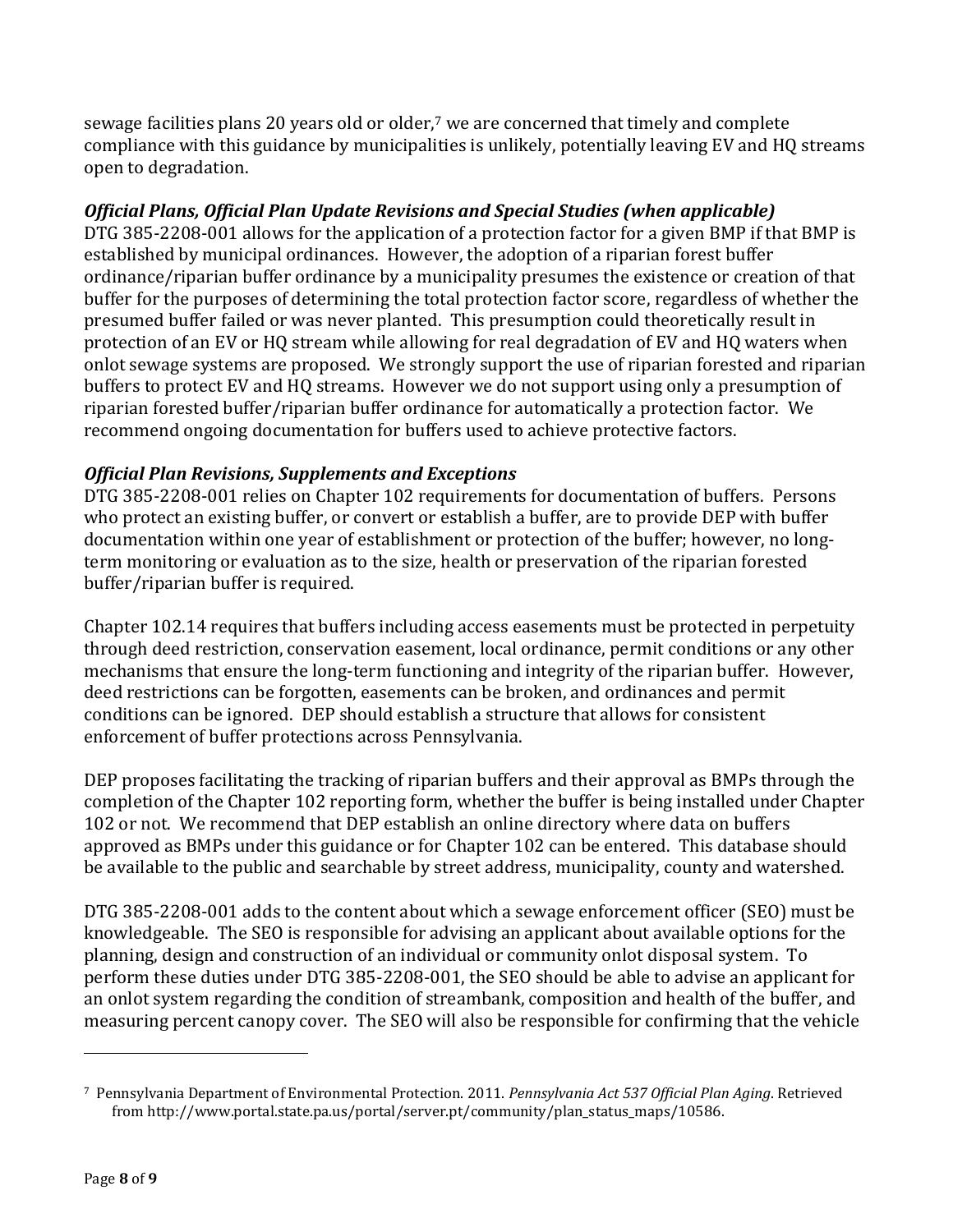sewage facilities plans 20 years old or older,[7] we are concerned that timely and complete compliance with this guidance by municipalities is unlikely, potentially leaving EV and HQ streams open to degradation.

***Official Plans, Official Plan Update Revisions and Special Studies (when applicable)***

DTG 385-2208-001 allows for the application of a protection factor for a given BMP if that BMP is established by municipal ordinances. However, the adoption of a riparian forest buffer ordinance/riparian buffer ordinance by a municipality presumes the existence or creation of that buffer for the purposes of determining the total protection factor score, regardless of whether the presumed buffer failed or was never planted. This presumption could theoretically result in protection of an EV or HQ stream while allowing for real degradation of EV and HQ waters when onlot sewage systems are proposed. We strongly support the use of riparian forested and riparian buffers to protect EV and HQ streams. However we do not support using only a presumption of riparian forested buffer/riparian buffer ordinance for automatically a protection factor. We recommend ongoing documentation for buffers used to achieve protective factors.

***Official Plan Revisions, Supplements and Exceptions***

DTG 385-2208-001 relies on Chapter 102 requirements for documentation of buffers. Persons who protect an existing buffer, or convert or establish a buffer, are to provide DEP with buffer documentation within one year of establishment or protection of the buffer; however, no long-term monitoring or evaluation as to the size, health or preservation of the riparian forested buffer/riparian buffer is required.

Chapter 102.14 requires that buffers including access easements must be protected in perpetuity through deed restriction, conservation easement, local ordinance, permit conditions or any other mechanisms that ensure the long-term functioning and integrity of the riparian buffer. However, deed restrictions can be forgotten, easements can be broken, and ordinances and permit conditions can be ignored. DEP should establish a structure that allows for consistent enforcement of buffer protections across Pennsylvania.

DEP proposes facilitating the tracking of riparian buffers and their approval as BMPs through the completion of the Chapter 102 reporting form, whether the buffer is being installed under Chapter 102 or not. We recommend that DEP establish an online directory where data on buffers approved as BMPs under this guidance or for Chapter 102 can be entered. This database should be available to the public and searchable by street address, municipality, county and watershed.

DTG 385-2208-001 adds to the content about which a sewage enforcement officer (SEO) must be knowledgeable. The SEO is responsible for advising an applicant about available options for the planning, design and construction of an individual or community onlot disposal system. To perform these duties under DTG 385-2208-001, the SEO should be able to advise an applicant for an onlot system regarding the condition of streambank, composition and health of the buffer, and measuring percent canopy cover. The SEO will also be responsible for confirming that the vehicle

---

[7] Pennsylvania Department of Environmental Protection. 2011. *Pennsylvania Act 537 Official Plan Aging*. Retrieved from http://www.portal.state.pa.us/portal/server.pt/community/plan_status_maps/10586.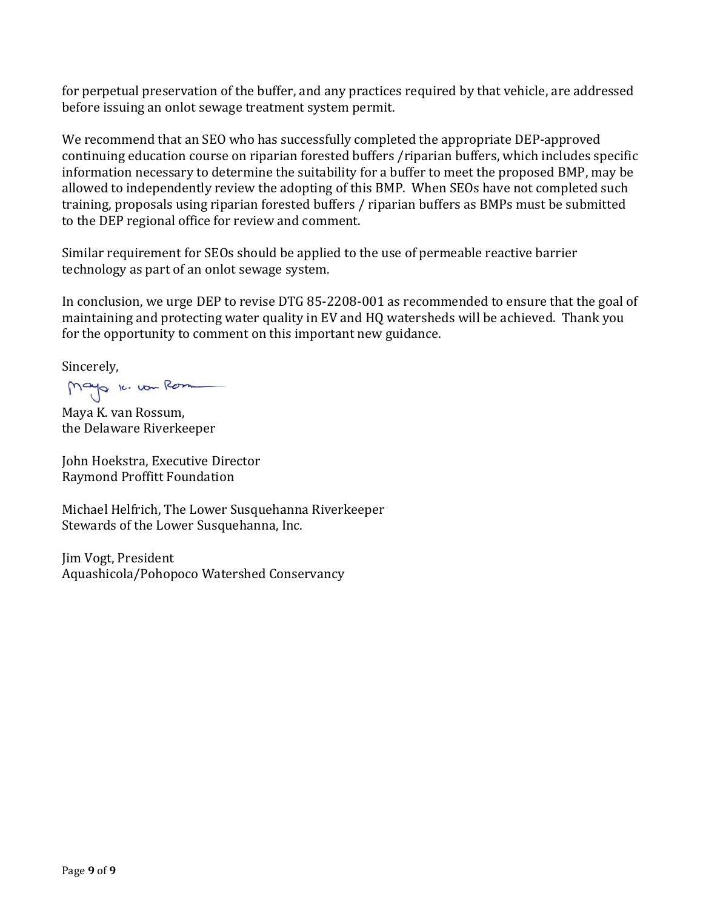for perpetual preservation of the buffer, and any practices required by that vehicle, are addressed before issuing an onlot sewage treatment system permit.

We recommend that an SEO who has successfully completed the appropriate DEP-approved continuing education course on riparian forested buffers /riparian buffers, which includes specific information necessary to determine the suitability for a buffer to meet the proposed BMP, may be allowed to independently review the adopting of this BMP. When SEOs have not completed such training, proposals using riparian forested buffers / riparian buffers as BMPs must be submitted to the DEP regional office for review and comment.

Similar requirement for SEOs should be applied to the use of permeable reactive barrier technology as part of an onlot sewage system.

In conclusion, we urge DEP to revise DTG 85-2208-001 as recommended to ensure that the goal of maintaining and protecting water quality in EV and HQ watersheds will be achieved. Thank you for the opportunity to comment on this important new guidance.

Sincerely,

Maya K. van Rossum,
the Delaware Riverkeeper

John Hoekstra, Executive Director
Raymond Proffitt Foundation

Michael Helfrich, The Lower Susquehanna Riverkeeper
Stewards of the Lower Susquehanna, Inc.

Jim Vogt, President
Aquashicola/Pohopoco Watershed Conservancy